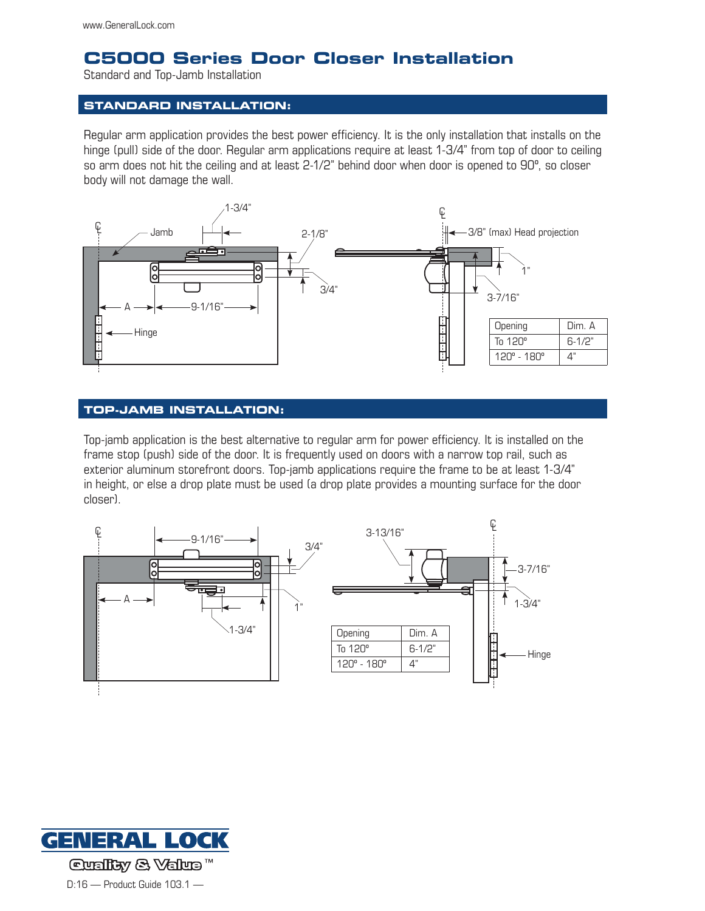www.GeneralLock.com

# C5000 Series Door Closer Installation

Standard and Top-Jamb Installation

## STANDARD INSTALLATION:

Regular arm application provides the best power efficiency. It is the only installation that installs on the hinge (pull) side of the door. Regular arm applications require at least 1-3/4" from top of door to ceiling so arm does not hit the ceiling and at least 2-1/2" behind door when door is opened to 90º, so closer body will not damage the wall.

| Opening | Dim. A |
|---|---|
| To 120º | 6-1/2" |
| 120º - 180º | 4" |

## TOP-JAMB INSTALLATION:

Top-jamb application is the best alternative to regular arm for power efficiency. It is installed on the frame stop (push) side of the door. It is frequently used on doors with a narrow top rail, such as exterior aluminum storefront doors. Top-jamb applications require the frame to be at least 1-3/4" in height, or else a drop plate must be used (a drop plate provides a mounting surface for the door closer).

| Opening | Dim. A |
|---|---|
| To 120º | 6-1/2" |
| 120º - 180º | 4" |

GENERAL LOCK

Quality & Value™

D:16 — Product Guide 103.1 —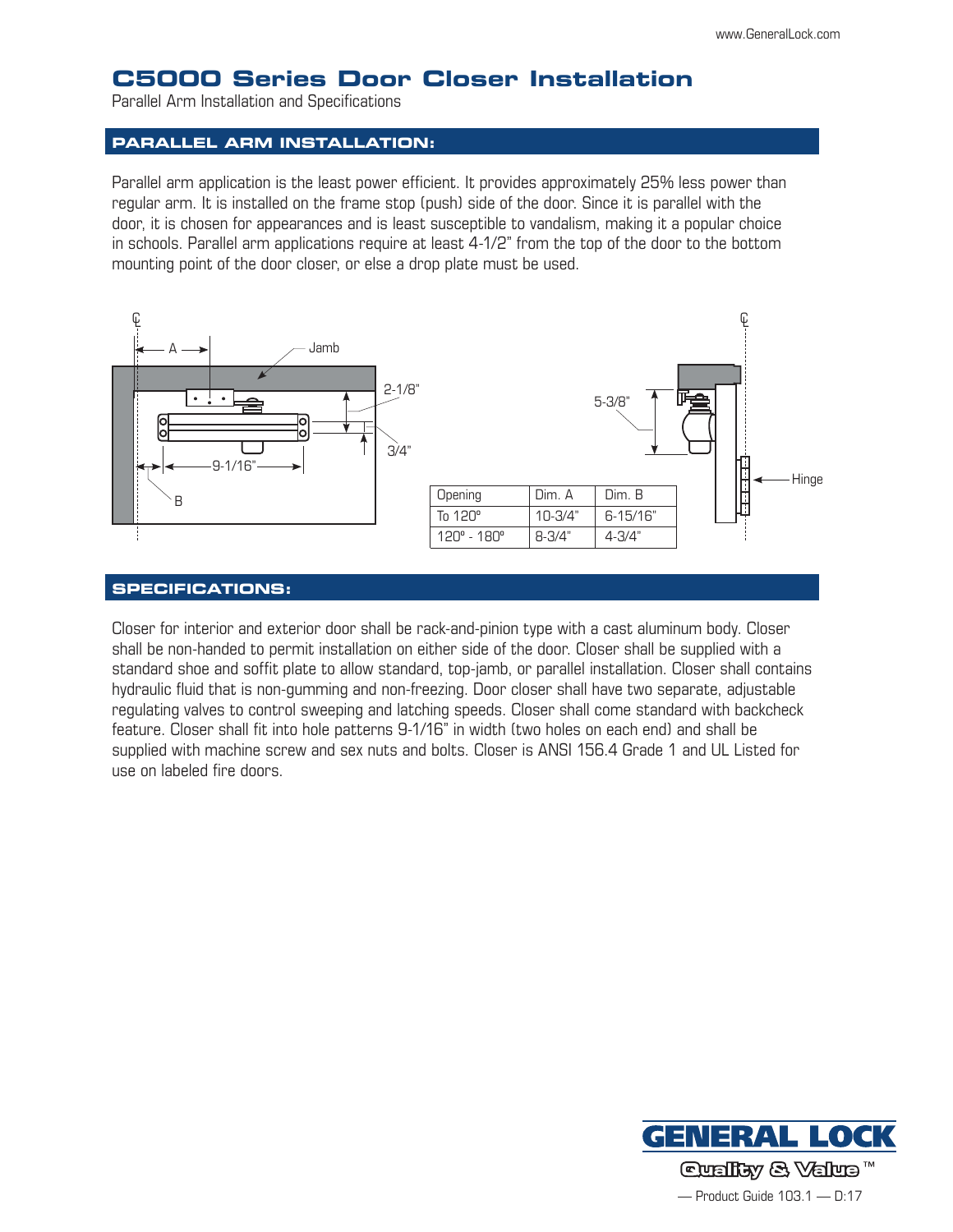# C5000 Series Door Closer Installation

Parallel Arm Installation and Specifications

## PARALLEL ARM INSTALLATION:

Parallel arm application is the least power efficient. It provides approximately 25% less power than regular arm. It is installed on the frame stop (push) side of the door. Since it is parallel with the door, it is chosen for appearances and is least susceptible to vandalism, making it a popular choice in schools. Parallel arm applications require at least 4-1/2" from the top of the door to the bottom mounting point of the door closer, or else a drop plate must be used.

| Opening | Dim. A | Dim. B |
| --- | --- | --- |
| To 120º | 10-3/4" | 6-15/16" |
| 120º - 180º | 8-3/4" | 4-3/4" |

## SPECIFICATIONS:

Closer for interior and exterior door shall be rack-and-pinion type with a cast aluminum body. Closer shall be non-handed to permit installation on either side of the door. Closer shall be supplied with a standard shoe and soffit plate to allow standard, top-jamb, or parallel installation. Closer shall contains hydraulic fluid that is non-gumming and non-freezing. Door closer shall have two separate, adjustable regulating valves to control sweeping and latching speeds. Closer shall come standard with backcheck feature. Closer shall fit into hole patterns 9-1/16" in width (two holes on each end) and shall be supplied with machine screw and sex nuts and bolts. Closer is ANSI 156.4 Grade 1 and UL Listed for use on labeled fire doors.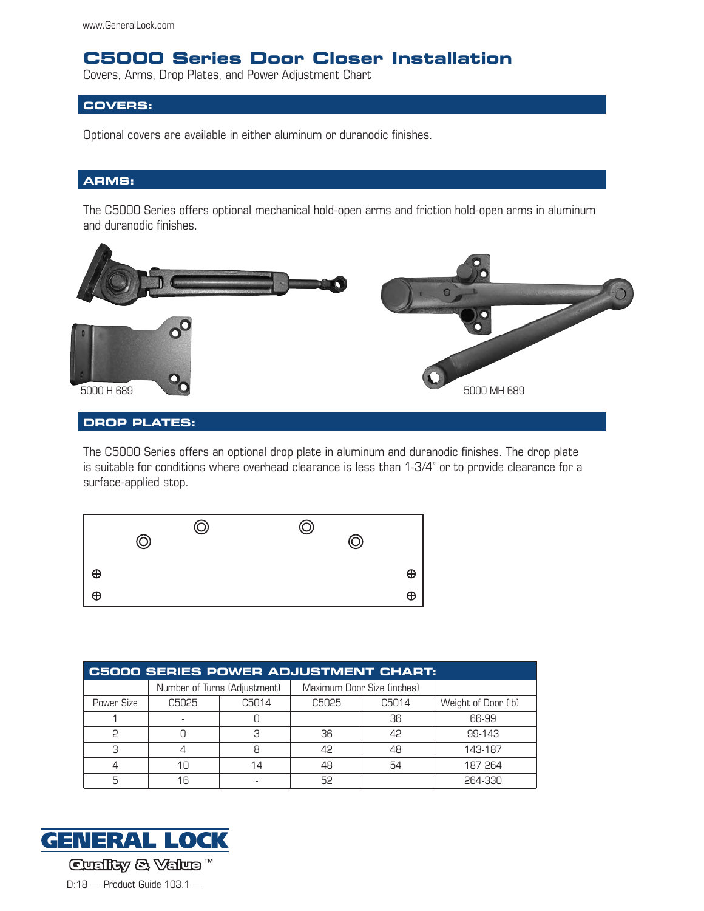# C5000 Series Door Closer Installation

Covers, Arms, Drop Plates, and Power Adjustment Chart

## COVERS:

Optional covers are available in either aluminum or duranodic finishes.

## ARMS:

The C5000 Series offers optional mechanical hold-open arms and friction hold-open arms in aluminum and duranodic finishes.

5000 H 689

5000 MH 689

## DROP PLATES:

The C5000 Series offers an optional drop plate in aluminum and duranodic finishes. The drop plate is suitable for conditions where overhead clearance is less than 1-3/4" or to provide clearance for a surface-applied stop.

## C5000 SERIES POWER ADJUSTMENT CHART:

| | Number of Turns (Adjustment) | | Maximum Door Size (inches) | | |
|---|---|---|---|---|---|
| Power Size | C5025 | C5014 | C5025 | C5014 | Weight of Door (lb) |
| 1 | - | 0 | | 36 | 66-99 |
| 2 | 0 | 3 | 36 | 42 | 99-143 |
| 3 | 4 | 8 | 42 | 48 | 143-187 |
| 4 | 10 | 14 | 48 | 54 | 187-264 |
| 5 | 16 | - | 52 | | 264-330 |

GENERAL LOCK

Quality & Value™